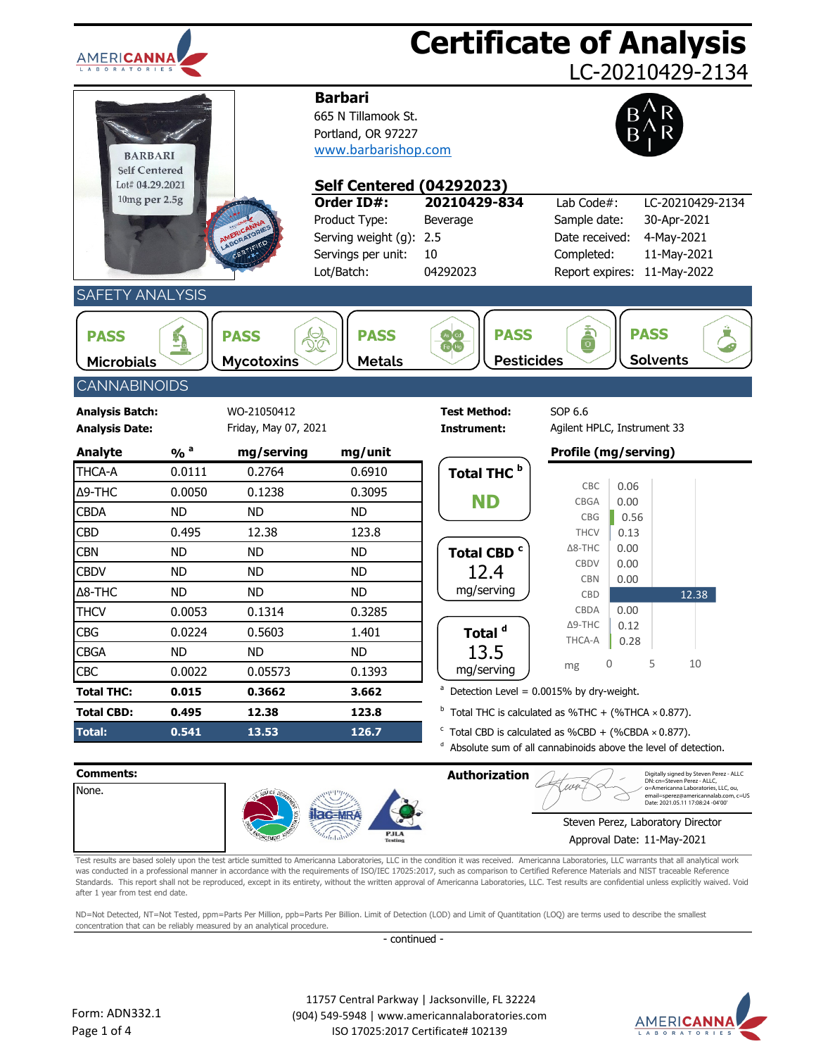# Certificate of Analysis

LC-20210429-2134

**Barbari**
665 N Tillamook St.
Portland, OR 97227
www.barbarishop.com

## Self Centered (04292023)

| | | | |
|---|---|---|---|
| **Order ID#:** | **20210429-834** | Lab Code#: | LC-20210429-2134 |
| Product Type: | Beverage | Sample date: | 30-Apr-2021 |
| Serving weight (g): | 2.5 | Date received: | 4-May-2021 |
| Servings per unit: | 10 | Completed: | 11-May-2021 |
| Lot/Batch: | 04292023 | Report expires: | 11-May-2022 |

## SAFETY ANALYSIS

| Microbials | Mycotoxins | Metals | Pesticides | Solvents |
|---|---|---|---|---|
| PASS | PASS | PASS | PASS | PASS |

## CANNABINOIDS

**Analysis Batch:** WO-21050412
**Analysis Date:** Friday, May 07, 2021
**Test Method:** SOP 6.6
**Instrument:** Agilent HPLC, Instrument 33

| Analyte | % [a] | mg/serving | mg/unit |
|---|---|---|---|
| THCA-A | 0.0111 | 0.2764 | 0.6910 |
| Δ9-THC | 0.0050 | 0.1238 | 0.3095 |
| CBDA | ND | ND | ND |
| CBD | 0.495 | 12.38 | 123.8 |
| CBN | ND | ND | ND |
| CBDV | ND | ND | ND |
| Δ8-THC | ND | ND | ND |
| THCV | 0.0053 | 0.1314 | 0.3285 |
| CBG | 0.0224 | 0.5603 | 1.401 |
| CBGA | ND | ND | ND |
| CBC | 0.0022 | 0.05573 | 0.1393 |
| **Total THC:** | **0.015** | **0.3662** | **3.662** |
| **Total CBD:** | **0.495** | **12.38** | **123.8** |
| **Total:** | **0.541** | **13.53** | **126.7** |

**Total THC [b]:** ND

**Total CBD [c]:** 12.4 mg/serving

**Total [d]:** 13.5 mg/serving

**Profile (mg/serving)**

| Analyte | mg |
|---|---|
| CBC | 0.06 |
| CBGA | 0.00 |
| CBG | 0.56 |
| THCV | 0.13 |
| Δ8-THC | 0.00 |
| CBDV | 0.00 |
| CBN | 0.00 |
| CBD | 12.38 |
| CBDA | 0.00 |
| Δ9-THC | 0.12 |
| THCA-A | 0.28 |

[a] Detection Level = 0.0015% by dry-weight.
[b] Total THC is calculated as %THC + (%THCA × 0.877).
[c] Total CBD is calculated as %CBD + (%CBDA × 0.877).
[d] Absolute sum of all cannabinoids above the level of detection.

**Comments:**
None.

**Authorization**

Digitally signed by Steven Perez - ALLC
DN: cn=Steven Perez - ALLC, o=Americanna Laboratories, LLC, ou, email=sperez@americannalab.com, c=US
Date: 2021.05.11 17:08:24 -04'00'

Steven Perez, Laboratory Director
Approval Date: 11-May-2021

Test results are based solely upon the test article sumitted to Americanna Laboratories, LLC in the condition it was received. Americanna Laboratories, LLC warrants that all analytical work was conducted in a professional manner in accordance with the requirements of ISO/IEC 17025:2017, such as comparison to Certified Reference Materials and NIST traceable Reference Standards. This report shall not be reproduced, except in its entirety, without the written approval of Americanna Laboratories, LLC. Test results are confidential unless explicitly waived. Void after 1 year from test end date.

ND=Not Detected, NT=Not Tested, ppm=Parts Per Million, ppb=Parts Per Billion. Limit of Detection (LOD) and Limit of Quantitation (LOQ) are terms used to describe the smallest concentration that can be reliably measured by an analytical procedure.

- continued -

Form: ADN332.1

11757 Central Parkway | Jacksonville, FL 32224
(904) 549-5948 | www.americannalaboratories.com
ISO 17025:2017 Certificate# 102139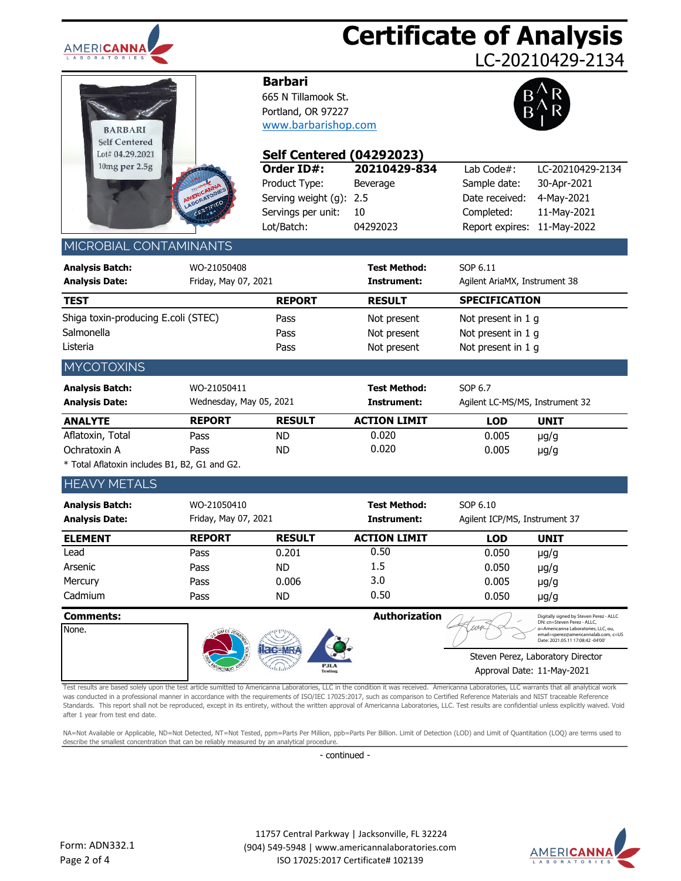# Certificate of Analysis

LC-20210429-2134

**Barbari**
665 N Tillamook St.
Portland, OR 97227
www.barbarishop.com

## Self Centered (04292023)

| | | | |
|---|---|---|---|
| **Order ID#:** | **20210429-834** | Lab Code#: | LC-20210429-2134 |
| Product Type: | Beverage | Sample date: | 30-Apr-2021 |
| Serving weight (g): | 2.5 | Date received: | 4-May-2021 |
| Servings per unit: | 10 | Completed: | 11-May-2021 |
| Lot/Batch: | 04292023 | Report expires: | 11-May-2022 |

## MICROBIAL CONTAMINANTS

**Analysis Batch:** WO-21050408
**Analysis Date:** Friday, May 07, 2021
**Test Method:** SOP 6.11
**Instrument:** Agilent AriaMX, Instrument 38

| TEST | REPORT | RESULT | SPECIFICATION |
|---|---|---|---|
| Shiga toxin-producing E.coli (STEC) | Pass | Not present | Not present in 1 g |
| Salmonella | Pass | Not present | Not present in 1 g |
| Listeria | Pass | Not present | Not present in 1 g |

## MYCOTOXINS

**Analysis Batch:** WO-21050411
**Analysis Date:** Wednesday, May 05, 2021
**Test Method:** SOP 6.7
**Instrument:** Agilent LC-MS/MS, Instrument 32

| ANALYTE | REPORT | RESULT | ACTION LIMIT | LOD | UNIT |
|---|---|---|---|---|---|
| Aflatoxin, Total | Pass | ND | 0.020 | 0.005 | µg/g |
| Ochratoxin A | Pass | ND | 0.020 | 0.005 | µg/g |

* Total Aflatoxin includes B1, B2, G1 and G2.

## HEAVY METALS

**Analysis Batch:** WO-21050410
**Analysis Date:** Friday, May 07, 2021
**Test Method:** SOP 6.10
**Instrument:** Agilent ICP/MS, Instrument 37

| ELEMENT | REPORT | RESULT | ACTION LIMIT | LOD | UNIT |
|---|---|---|---|---|---|
| Lead | Pass | 0.201 | 0.50 | 0.050 | µg/g |
| Arsenic | Pass | ND | 1.5 | 0.050 | µg/g |
| Mercury | Pass | 0.006 | 3.0 | 0.005 | µg/g |
| Cadmium | Pass | ND | 0.50 | 0.050 | µg/g |

**Comments:**
None.

**Authorization**

Digitally signed by Steven Perez - ALLC
DN: cn=Steven Perez - ALLC, o=Americanna Laboratories, LLC, ou, email=sperez@americannalab.com, c=US
Date: 2021.05.11 17:08:42 -04'00'

Steven Perez, Laboratory Director
Approval Date: 11-May-2021

Test results are based solely upon the test article sumitted to Americanna Laboratories, LLC in the condition it was received. Americanna Laboratories, LLC warrants that all analytical work was conducted in a professional manner in accordance with the requirements of ISO/IEC 17025:2017, such as comparison to Certified Reference Materials and NIST traceable Reference Standards. This report shall not be reproduced, except in its entirety, without the written approval of Americanna Laboratories, LLC. Test results are confidential unless explicitly waived. Void after 1 year from test end date.

NA=Not Available or Applicable, ND=Not Detected, NT=Not Tested, ppm=Parts Per Million, ppb=Parts Per Billion. Limit of Detection (LOD) and Limit of Quantitation (LOQ) are terms used to describe the smallest concentration that can be reliably measured by an analytical procedure.

- continued -

Form: ADN332.1

11757 Central Parkway | Jacksonville, FL 32224
(904) 549-5948 | www.americannalaboratories.com
ISO 17025:2017 Certificate# 102139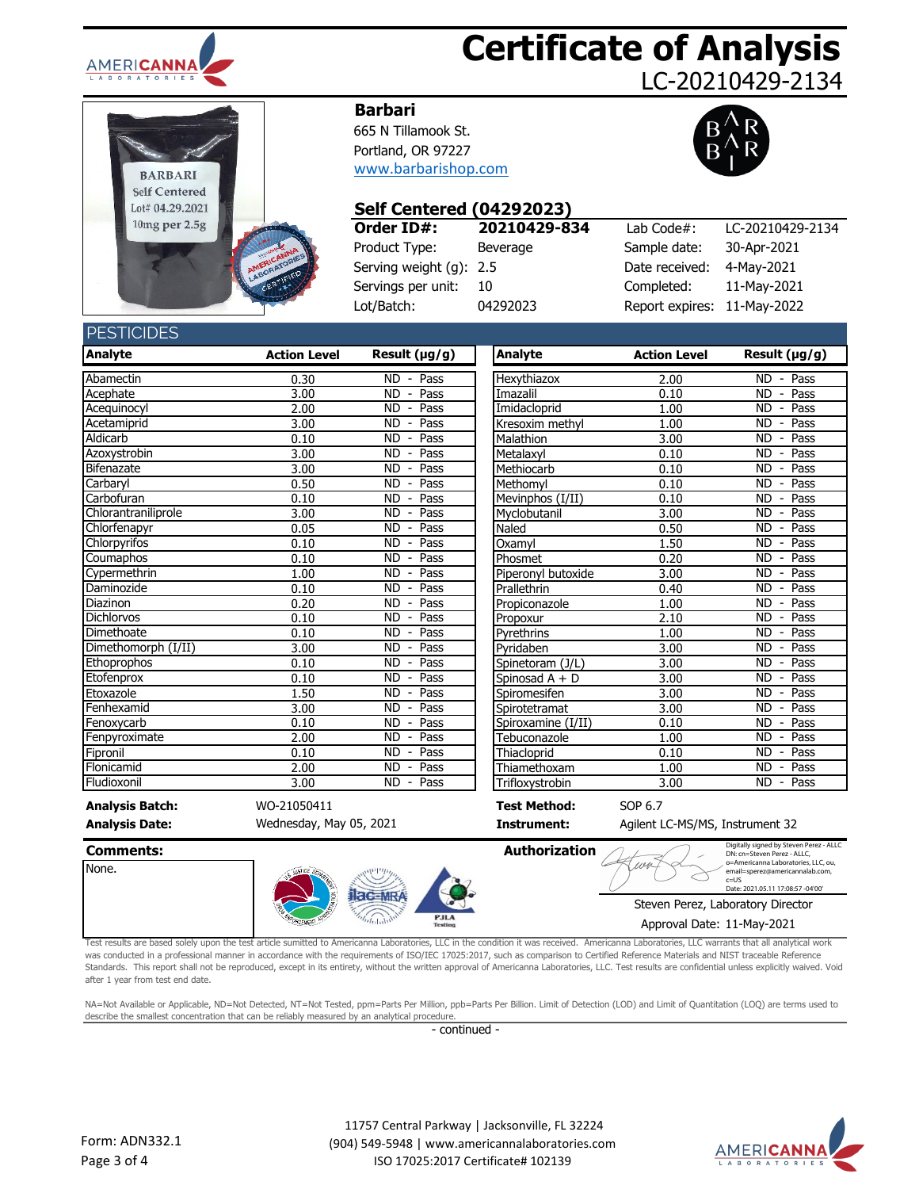# Certificate of Analysis

LC-20210429-2134

**Barbari**
665 N Tillamook St.
Portland, OR 97227
www.barbarishop.com

## Self Centered (04292023)

| **Order ID#:** | **20210429-834** | Lab Code#: | LC-20210429-2134 |
|---|---|---|---|
| Product Type: | Beverage | Sample date: | 30-Apr-2021 |
| Serving weight (g): | 2.5 | Date received: | 4-May-2021 |
| Servings per unit: | 10 | Completed: | 11-May-2021 |
| Lot/Batch: | 04292023 | Report expires: | 11-May-2022 |

## PESTICIDES

| Analyte | Action Level | Result (µg/g) |
|---|---|---|
| Abamectin | 0.30 | ND - Pass |
| Acephate | 3.00 | ND - Pass |
| Acequinocyl | 2.00 | ND - Pass |
| Acetamiprid | 3.00 | ND - Pass |
| Aldicarb | 0.10 | ND - Pass |
| Azoxystrobin | 3.00 | ND - Pass |
| Bifenazate | 3.00 | ND - Pass |
| Carbaryl | 0.50 | ND - Pass |
| Carbofuran | 0.10 | ND - Pass |
| Chlorantraniliprole | 3.00 | ND - Pass |
| Chlorfenapyr | 0.05 | ND - Pass |
| Chlorpyrifos | 0.10 | ND - Pass |
| Coumaphos | 0.10 | ND - Pass |
| Cypermethrin | 1.00 | ND - Pass |
| Daminozide | 0.10 | ND - Pass |
| Diazinon | 0.20 | ND - Pass |
| Dichlorvos | 0.10 | ND - Pass |
| Dimethoate | 0.10 | ND - Pass |
| Dimethomorph (I/II) | 3.00 | ND - Pass |
| Ethoprophos | 0.10 | ND - Pass |
| Etofenprox | 0.10 | ND - Pass |
| Etoxazole | 1.50 | ND - Pass |
| Fenhexamid | 3.00 | ND - Pass |
| Fenoxycarb | 0.10 | ND - Pass |
| Fenpyroximate | 2.00 | ND - Pass |
| Fipronil | 0.10 | ND - Pass |
| Flonicamid | 2.00 | ND - Pass |
| Fludioxonil | 3.00 | ND - Pass |
| Hexythiazox | 2.00 | ND - Pass |
| Imazalil | 0.10 | ND - Pass |
| Imidacloprid | 1.00 | ND - Pass |
| Kresoxim methyl | 1.00 | ND - Pass |
| Malathion | 3.00 | ND - Pass |
| Metalaxyl | 0.10 | ND - Pass |
| Methiocarb | 0.10 | ND - Pass |
| Methomyl | 0.10 | ND - Pass |
| Mevinphos (I/II) | 0.10 | ND - Pass |
| Myclobutanil | 3.00 | ND - Pass |
| Naled | 0.50 | ND - Pass |
| Oxamyl | 1.50 | ND - Pass |
| Phosmet | 0.20 | ND - Pass |
| Piperonyl butoxide | 3.00 | ND - Pass |
| Prallethrin | 0.40 | ND - Pass |
| Propiconazole | 1.00 | ND - Pass |
| Propoxur | 2.10 | ND - Pass |
| Pyrethrins | 1.00 | ND - Pass |
| Pyridaben | 3.00 | ND - Pass |
| Spinetoram (J/L) | 3.00 | ND - Pass |
| Spinosad A + D | 3.00 | ND - Pass |
| Spiromesifen | 3.00 | ND - Pass |
| Spirotetramat | 3.00 | ND - Pass |
| Spiroxamine (I/II) | 0.10 | ND - Pass |
| Tebuconazole | 1.00 | ND - Pass |
| Thiacloprid | 0.10 | ND - Pass |
| Thiamethoxam | 1.00 | ND - Pass |
| Trifloxystrobin | 3.00 | ND - Pass |

**Analysis Batch:** WO-21050411
**Analysis Date:** Wednesday, May 05, 2021
**Test Method:** SOP 6.7
**Instrument:** Agilent LC-MS/MS, Instrument 32

**Comments:**
None.

**Authorization**

Digitally signed by Steven Perez - ALLC
DN: cn=Steven Perez - ALLC, o=Americanna Laboratories, LLC, ou, email=sperez@americannalab.com, c=US
Date: 2021.05.11 17:08:57 -04'00'

Steven Perez, Laboratory Director
Approval Date: 11-May-2021

Test results are based solely upon the test article sumitted to Americanna Laboratories, LLC in the condition it was received. Americanna Laboratories, LLC warrants that all analytical work was conducted in a professional manner in accordance with the requirements of ISO/IEC 17025:2017, such as comparison to Certified Reference Materials and NIST traceable Reference Standards. This report shall not be reproduced, except in its entirety, without the written approval of Americanna Laboratories, LLC. Test results are confidential unless explicitly waived. Void after 1 year from test end date.

NA=Not Available or Applicable, ND=Not Detected, NT=Not Tested, ppm=Parts Per Million, ppb=Parts Per Billion. Limit of Detection (LOD) and Limit of Quantitation (LOQ) are terms used to describe the smallest concentration that can be reliably measured by an analytical procedure.

- continued -

Form: ADN332.1

11757 Central Parkway | Jacksonville, FL 32224
(904) 549-5948 | www.americannalaboratories.com
ISO 17025:2017 Certificate# 102139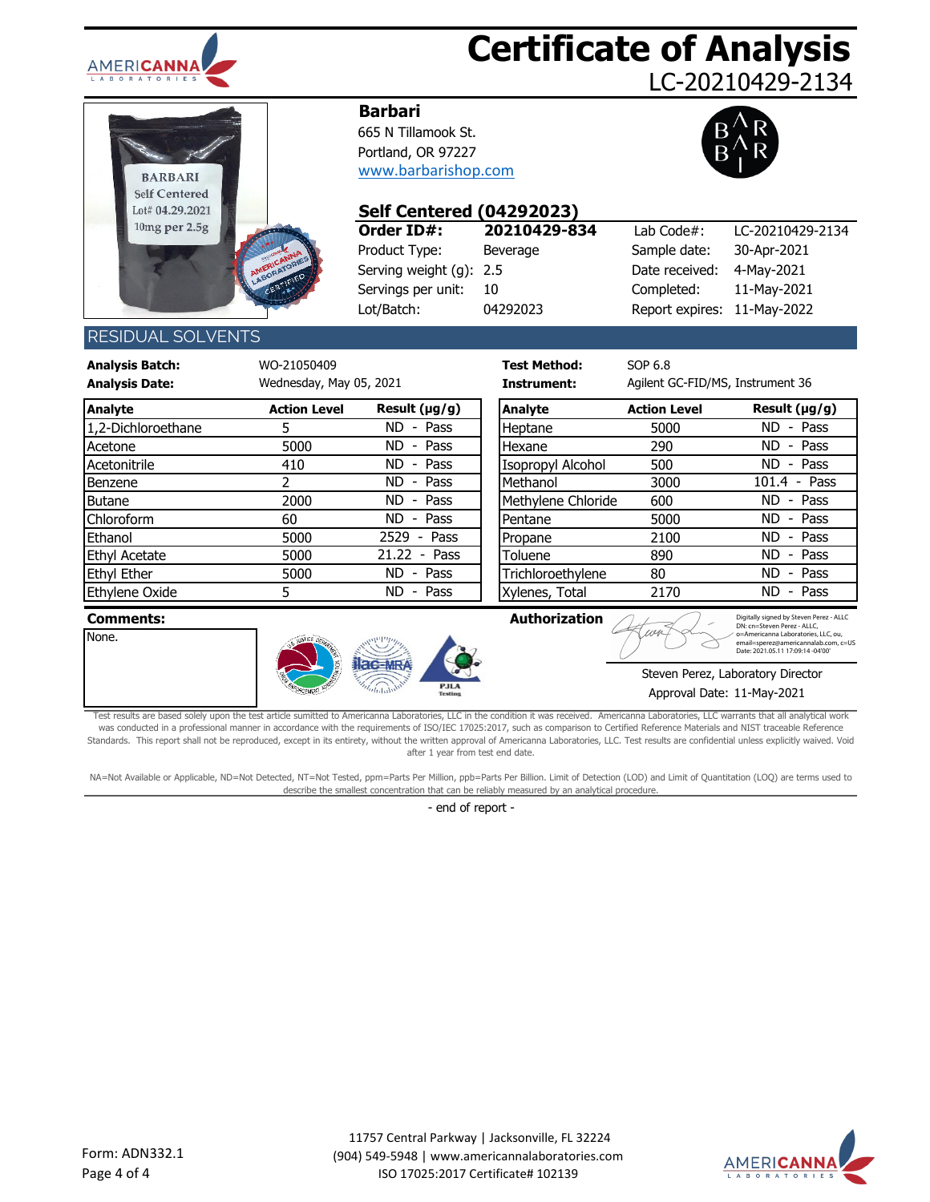# Certificate of Analysis

LC-20210429-2134

**Barbari**
665 N Tillamook St.
Portland, OR 97227
www.barbarishop.com

## Self Centered (04292023)

| | | | |
|---|---|---|---|
| **Order ID#:** | **20210429-834** | Lab Code#: | LC-20210429-2134 |
| Product Type: | Beverage | Sample date: | 30-Apr-2021 |
| Serving weight (g): | 2.5 | Date received: | 4-May-2021 |
| Servings per unit: | 10 | Completed: | 11-May-2021 |
| Lot/Batch: | 04292023 | Report expires: | 11-May-2022 |

## RESIDUAL SOLVENTS

| | | | |
|---|---|---|---|
| **Analysis Batch:** | WO-21050409 | **Test Method:** | SOP 6.8 |
| **Analysis Date:** | Wednesday, May 05, 2021 | **Instrument:** | Agilent GC-FID/MS, Instrument 36 |

| Analyte | Action Level | Result (µg/g) |
|---|---|---|
| 1,2-Dichloroethane | 5 | ND - Pass |
| Acetone | 5000 | ND - Pass |
| Acetonitrile | 410 | ND - Pass |
| Benzene | 2 | ND - Pass |
| Butane | 2000 | ND - Pass |
| Chloroform | 60 | ND - Pass |
| Ethanol | 5000 | 2529 - Pass |
| Ethyl Acetate | 5000 | 21.22 - Pass |
| Ethyl Ether | 5000 | ND - Pass |
| Ethylene Oxide | 5 | ND - Pass |
| Heptane | 5000 | ND - Pass |
| Hexane | 290 | ND - Pass |
| Isopropyl Alcohol | 500 | ND - Pass |
| Methanol | 3000 | 101.4 - Pass |
| Methylene Chloride | 600 | ND - Pass |
| Pentane | 5000 | ND - Pass |
| Propane | 2100 | ND - Pass |
| Toluene | 890 | ND - Pass |
| Trichloroethylene | 80 | ND - Pass |
| Xylenes, Total | 2170 | ND - Pass |

**Comments:**
None.

**Authorization**

Digitally signed by Steven Perez - ALLC
DN: cn=Steven Perez - ALLC, o=Americanna Laboratories, LLC, ou, email=sperez@americannalab.com, c=US
Date: 2021.05.11 17:09:14 -04'00'

Steven Perez, Laboratory Director
Approval Date: 11-May-2021

Test results are based solely upon the test article sumitted to Americanna Laboratories, LLC in the condition it was received. Americanna Laboratories, LLC warrants that all analytical work was conducted in a professional manner in accordance with the requirements of ISO/IEC 17025:2017, such as comparison to Certified Reference Materials and NIST traceable Reference Standards. This report shall not be reproduced, except in its entirety, without the written approval of Americanna Laboratories, LLC. Test results are confidential unless explicitly waived. Void after 1 year from test end date.

NA=Not Available or Applicable, ND=Not Detected, NT=Not Tested, ppm=Parts Per Million, ppb=Parts Per Billion. Limit of Detection (LOD) and Limit of Quantitation (LOQ) are terms used to describe the smallest concentration that can be reliably measured by an analytical procedure.

- end of report -

Form: ADN332.1

11757 Central Parkway | Jacksonville, FL 32224
(904) 549-5948 | www.americannalaboratories.com
ISO 17025:2017 Certificate# 102139